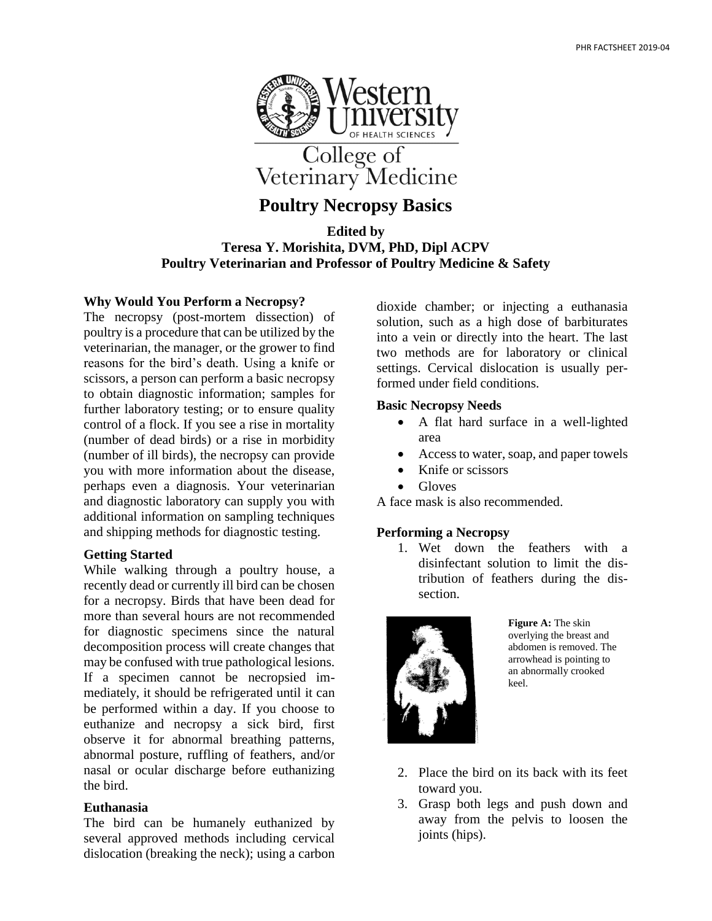# Poultry Necropsy Basics

**Edited by**
**Teresa Y. Morishita, DVM, PhD, Dipl ACPV**
**Poultry Veterinarian and Professor of Poultry Medicine & Safety**

### Why Would You Perform a Necropsy?

The necropsy (post-mortem dissection) of poultry is a procedure that can be utilized by the veterinarian, the manager, or the grower to find reasons for the bird's death. Using a knife or scissors, a person can perform a basic necropsy to obtain diagnostic information; samples for further laboratory testing; or to ensure quality control of a flock. If you see a rise in mortality (number of dead birds) or a rise in morbidity (number of ill birds), the necropsy can provide you with more information about the disease, perhaps even a diagnosis. Your veterinarian and diagnostic laboratory can supply you with additional information on sampling techniques and shipping methods for diagnostic testing.

### Getting Started

While walking through a poultry house, a recently dead or currently ill bird can be chosen for a necropsy. Birds that have been dead for more than several hours are not recommended for diagnostic specimens since the natural decomposition process will create changes that may be confused with true pathological lesions. If a specimen cannot be necropsied immediately, it should be refrigerated until it can be performed within a day. If you choose to euthanize and necropsy a sick bird, first observe it for abnormal breathing patterns, abnormal posture, ruffling of feathers, and/or nasal or ocular discharge before euthanizing the bird.

### Euthanasia

The bird can be humanely euthanized by several approved methods including cervical dislocation (breaking the neck); using a carbon dioxide chamber; or injecting a euthanasia solution, such as a high dose of barbiturates into a vein or directly into the heart. The last two methods are for laboratory or clinical settings. Cervical dislocation is usually performed under field conditions.

### Basic Necropsy Needs

- A flat hard surface in a well-lighted area
- Access to water, soap, and paper towels
- Knife or scissors
- Gloves

A face mask is also recommended.

### Performing a Necropsy

1. Wet down the feathers with a disinfectant solution to limit the distribution of feathers during the dissection.

**Figure A:** The skin overlying the breast and abdomen is removed. The arrowhead is pointing to an abnormally crooked keel.

2. Place the bird on its back with its feet toward you.
3. Grasp both legs and push down and away from the pelvis to loosen the joints (hips).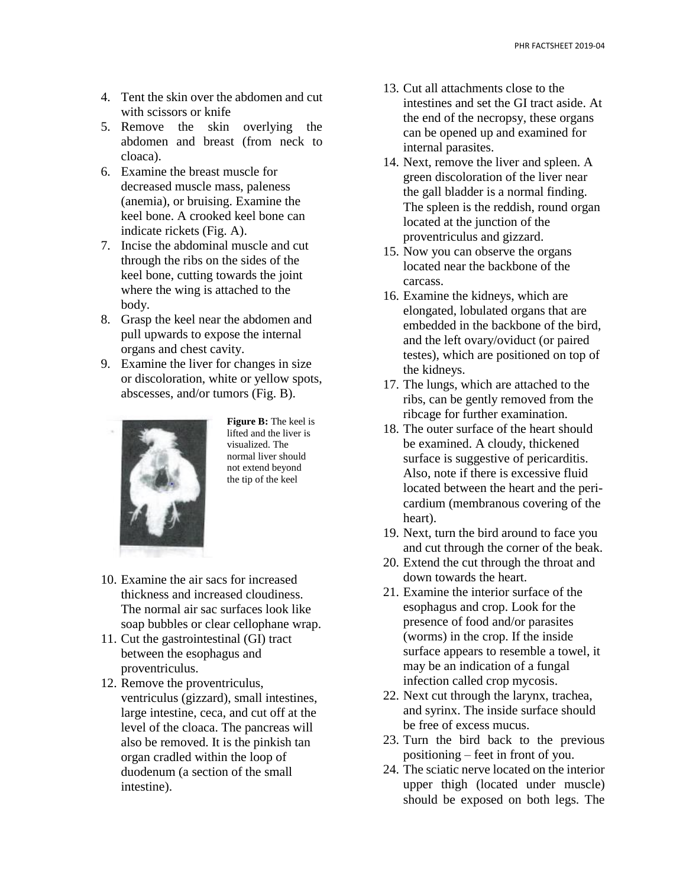4. Tent the skin over the abdomen and cut with scissors or knife
5. Remove the skin overlying the abdomen and breast (from neck to cloaca).
6. Examine the breast muscle for decreased muscle mass, paleness (anemia), or bruising. Examine the keel bone. A crooked keel bone can indicate rickets (Fig. A).
7. Incise the abdominal muscle and cut through the ribs on the sides of the keel bone, cutting towards the joint where the wing is attached to the body.
8. Grasp the keel near the abdomen and pull upwards to expose the internal organs and chest cavity.
9. Examine the liver for changes in size or discoloration, white or yellow spots, abscesses, and/or tumors (Fig. B).

**Figure B:** The keel is lifted and the liver is visualized. The normal liver should not extend beyond the tip of the keel

10. Examine the air sacs for increased thickness and increased cloudiness. The normal air sac surfaces look like soap bubbles or clear cellophane wrap.
11. Cut the gastrointestinal (GI) tract between the esophagus and proventriculus.
12. Remove the proventriculus, ventriculus (gizzard), small intestines, large intestine, ceca, and cut off at the level of the cloaca. The pancreas will also be removed. It is the pinkish tan organ cradled within the loop of duodenum (a section of the small intestine).
13. Cut all attachments close to the intestines and set the GI tract aside. At the end of the necropsy, these organs can be opened up and examined for internal parasites.
14. Next, remove the liver and spleen. A green discoloration of the liver near the gall bladder is a normal finding. The spleen is the reddish, round organ located at the junction of the proventriculus and gizzard.
15. Now you can observe the organs located near the backbone of the carcass.
16. Examine the kidneys, which are elongated, lobulated organs that are embedded in the backbone of the bird, and the left ovary/oviduct (or paired testes), which are positioned on top of the kidneys.
17. The lungs, which are attached to the ribs, can be gently removed from the ribcage for further examination.
18. The outer surface of the heart should be examined. A cloudy, thickened surface is suggestive of pericarditis. Also, note if there is excessive fluid located between the heart and the pericardium (membranous covering of the heart).
19. Next, turn the bird around to face you and cut through the corner of the beak.
20. Extend the cut through the throat and down towards the heart.
21. Examine the interior surface of the esophagus and crop. Look for the presence of food and/or parasites (worms) in the crop. If the inside surface appears to resemble a towel, it may be an indication of a fungal infection called crop mycosis.
22. Next cut through the larynx, trachea, and syrinx. The inside surface should be free of excess mucus.
23. Turn the bird back to the previous positioning – feet in front of you.
24. The sciatic nerve located on the interior upper thigh (located under muscle) should be exposed on both legs. The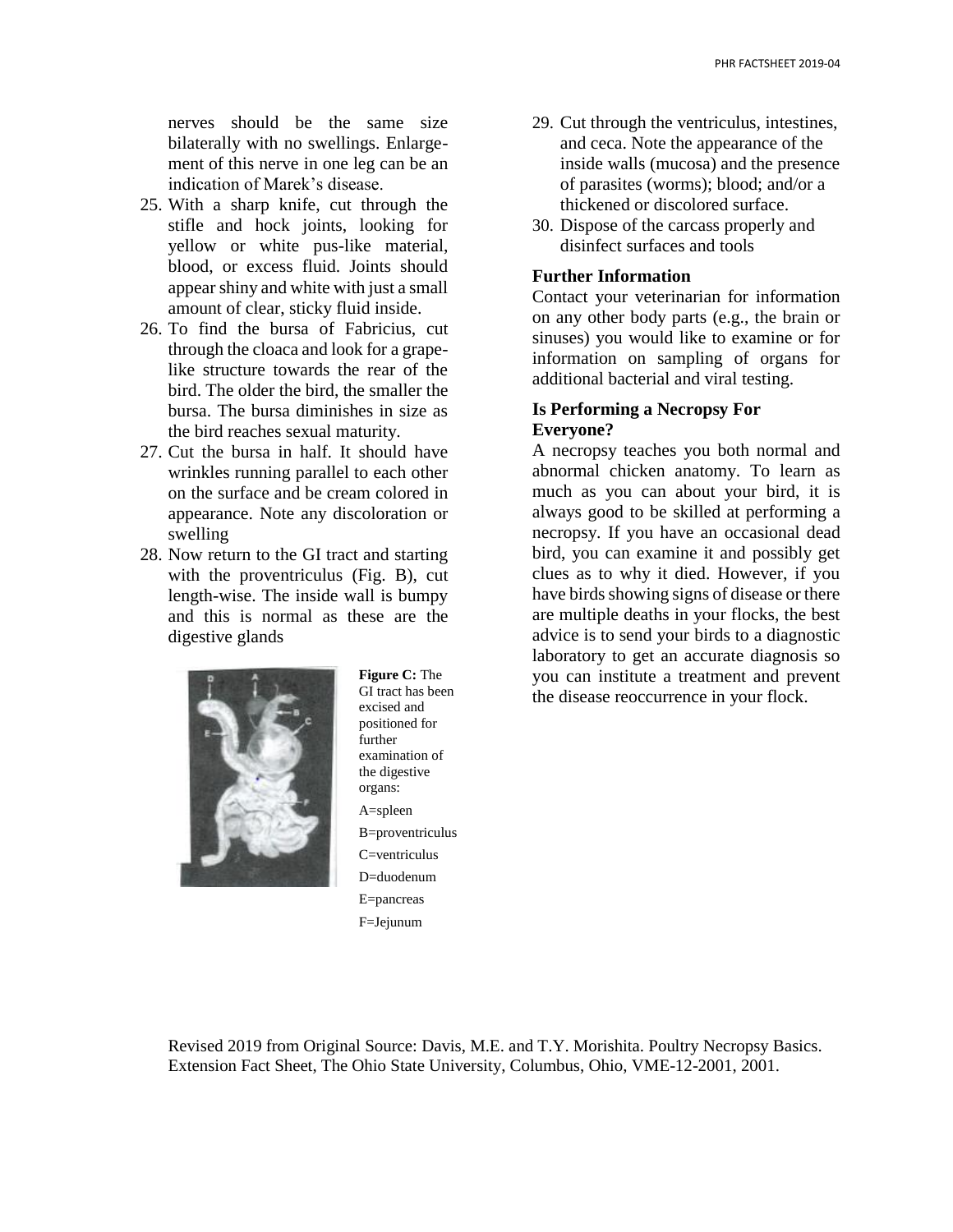nerves should be the same size bilaterally with no swellings. Enlargement of this nerve in one leg can be an indication of Marek's disease.

25. With a sharp knife, cut through the stifle and hock joints, looking for yellow or white pus-like material, blood, or excess fluid. Joints should appear shiny and white with just a small amount of clear, sticky fluid inside.
26. To find the bursa of Fabricius, cut through the cloaca and look for a grape-like structure towards the rear of the bird. The older the bird, the smaller the bursa. The bursa diminishes in size as the bird reaches sexual maturity.
27. Cut the bursa in half. It should have wrinkles running parallel to each other on the surface and be cream colored in appearance. Note any discoloration or swelling
28. Now return to the GI tract and starting with the proventriculus (Fig. B), cut length-wise. The inside wall is bumpy and this is normal as these are the digestive glands

**Figure C:** The GI tract has been excised and positioned for further examination of the digestive organs:

A=spleen

B=proventriculus

C=ventriculus

D=duodenum

E=pancreas

F=Jejunum

29. Cut through the ventriculus, intestines, and ceca. Note the appearance of the inside walls (mucosa) and the presence of parasites (worms); blood; and/or a thickened or discolored surface.
30. Dispose of the carcass properly and disinfect surfaces and tools

**Further Information**

Contact your veterinarian for information on any other body parts (e.g., the brain or sinuses) you would like to examine or for information on sampling of organs for additional bacterial and viral testing.

**Is Performing a Necropsy For Everyone?**

A necropsy teaches you both normal and abnormal chicken anatomy. To learn as much as you can about your bird, it is always good to be skilled at performing a necropsy. If you have an occasional dead bird, you can examine it and possibly get clues as to why it died. However, if you have birds showing signs of disease or there are multiple deaths in your flocks, the best advice is to send your birds to a diagnostic laboratory to get an accurate diagnosis so you can institute a treatment and prevent the disease reoccurrence in your flock.

Revised 2019 from Original Source: Davis, M.E. and T.Y. Morishita. Poultry Necropsy Basics. Extension Fact Sheet, The Ohio State University, Columbus, Ohio, VME-12-2001, 2001.